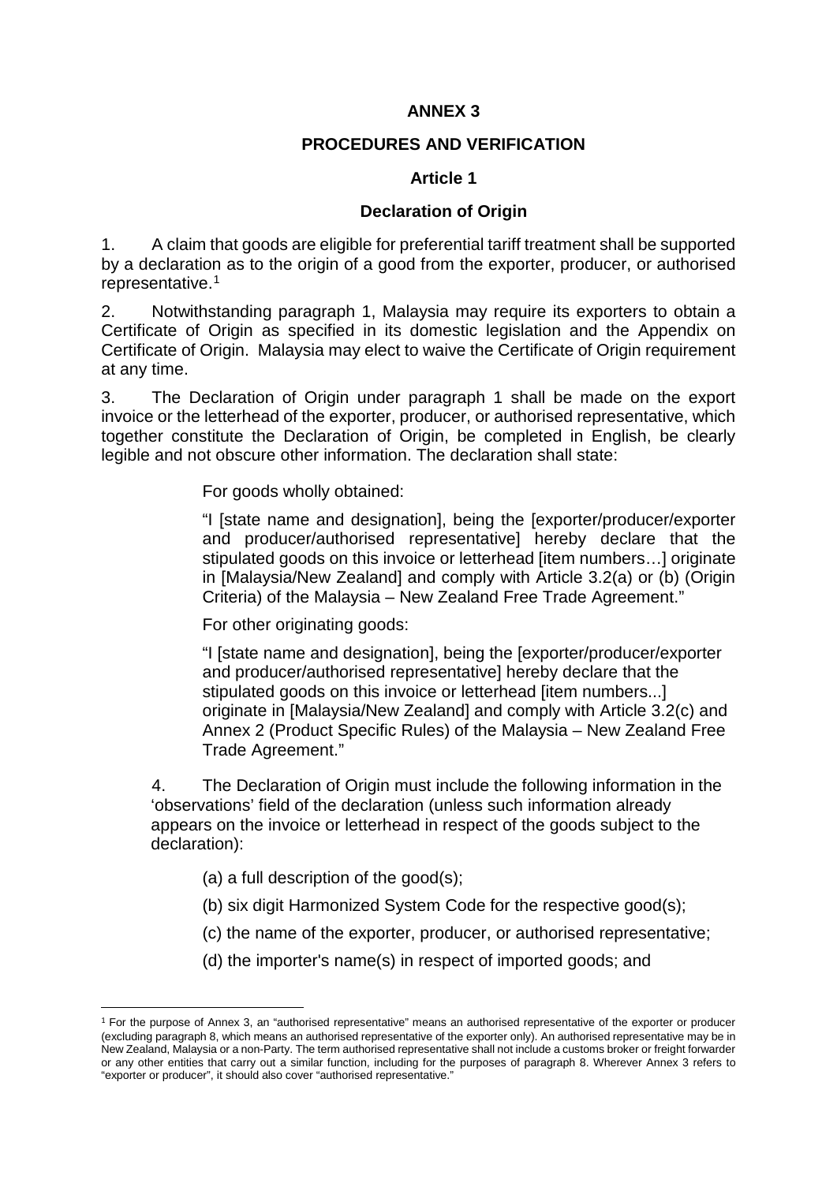# ANNEX 3

## PROCEDURES AND VERIFICATION

### Article 1

### Declaration of Origin

1. A claim that goods are eligible for preferential tariff treatment shall be supported by a declaration as to the origin of a good from the exporter, producer, or authorised representative.[1]

2. Notwithstanding paragraph 1, Malaysia may require its exporters to obtain a Certificate of Origin as specified in its domestic legislation and the Appendix on Certificate of Origin. Malaysia may elect to waive the Certificate of Origin requirement at any time.

3. The Declaration of Origin under paragraph 1 shall be made on the export invoice or the letterhead of the exporter, producer, or authorised representative, which together constitute the Declaration of Origin, be completed in English, be clearly legible and not obscure other information. The declaration shall state:

> For goods wholly obtained:
>
> "I [state name and designation], being the [exporter/producer/exporter and producer/authorised representative] hereby declare that the stipulated goods on this invoice or letterhead [item numbers…] originate in [Malaysia/New Zealand] and comply with Article 3.2(a) or (b) (Origin Criteria) of the Malaysia – New Zealand Free Trade Agreement."
>
> For other originating goods:
>
> "I [state name and designation], being the [exporter/producer/exporter and producer/authorised representative] hereby declare that the stipulated goods on this invoice or letterhead [item numbers...] originate in [Malaysia/New Zealand] and comply with Article 3.2(c) and Annex 2 (Product Specific Rules) of the Malaysia – New Zealand Free Trade Agreement."

4. The Declaration of Origin must include the following information in the 'observations' field of the declaration (unless such information already appears on the invoice or letterhead in respect of the goods subject to the declaration):

   (a) a full description of the good(s);

   (b) six digit Harmonized System Code for the respective good(s);

   (c) the name of the exporter, producer, or authorised representative;

   (d) the importer's name(s) in respect of imported goods; and

---

[1] For the purpose of Annex 3, an "authorised representative" means an authorised representative of the exporter or producer (excluding paragraph 8, which means an authorised representative of the exporter only). An authorised representative may be in New Zealand, Malaysia or a non-Party. The term authorised representative shall not include a customs broker or freight forwarder or any other entities that carry out a similar function, including for the purposes of paragraph 8. Wherever Annex 3 refers to "exporter or producer", it should also cover "authorised representative."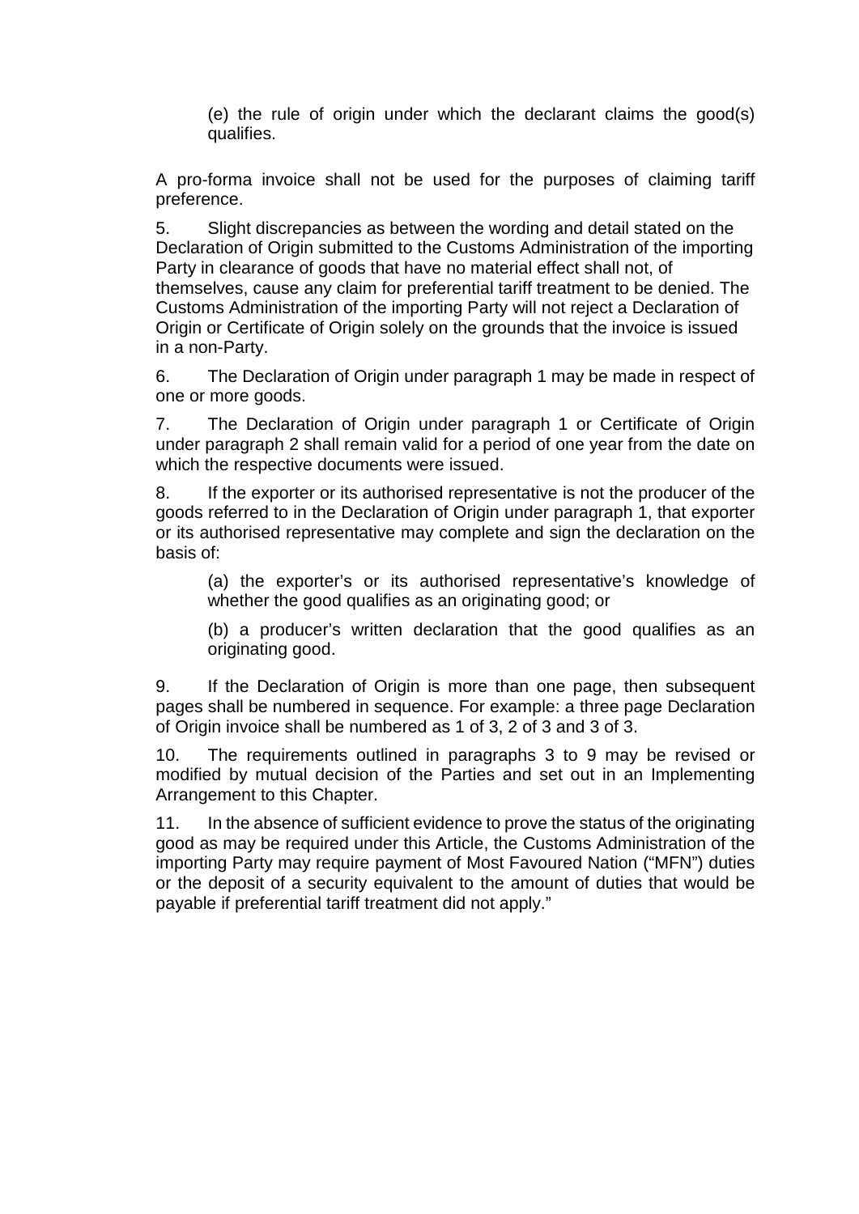(e) the rule of origin under which the declarant claims the good(s) qualifies.

A pro-forma invoice shall not be used for the purposes of claiming tariff preference.

5. Slight discrepancies as between the wording and detail stated on the Declaration of Origin submitted to the Customs Administration of the importing Party in clearance of goods that have no material effect shall not, of themselves, cause any claim for preferential tariff treatment to be denied. The Customs Administration of the importing Party will not reject a Declaration of Origin or Certificate of Origin solely on the grounds that the invoice is issued in a non-Party.

6. The Declaration of Origin under paragraph 1 may be made in respect of one or more goods.

7. The Declaration of Origin under paragraph 1 or Certificate of Origin under paragraph 2 shall remain valid for a period of one year from the date on which the respective documents were issued.

8. If the exporter or its authorised representative is not the producer of the goods referred to in the Declaration of Origin under paragraph 1, that exporter or its authorised representative may complete and sign the declaration on the basis of:

(a) the exporter's or its authorised representative's knowledge of whether the good qualifies as an originating good; or

(b) a producer's written declaration that the good qualifies as an originating good.

9. If the Declaration of Origin is more than one page, then subsequent pages shall be numbered in sequence. For example: a three page Declaration of Origin invoice shall be numbered as 1 of 3, 2 of 3 and 3 of 3.

10. The requirements outlined in paragraphs 3 to 9 may be revised or modified by mutual decision of the Parties and set out in an Implementing Arrangement to this Chapter.

11. In the absence of sufficient evidence to prove the status of the originating good as may be required under this Article, the Customs Administration of the importing Party may require payment of Most Favoured Nation ("MFN") duties or the deposit of a security equivalent to the amount of duties that would be payable if preferential tariff treatment did not apply."